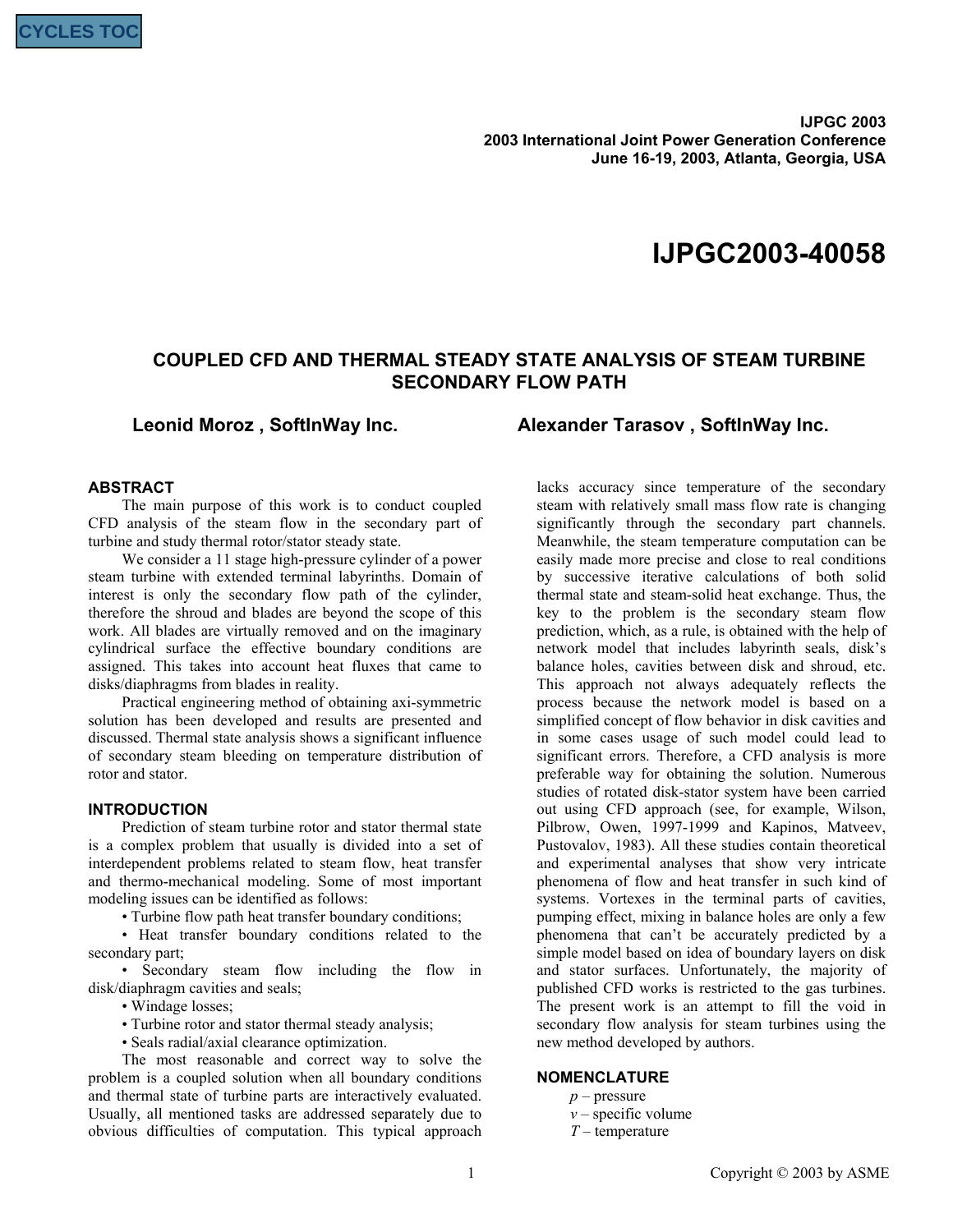IJPGC 2003
2003 International Joint Power Generation Conference
June 16-19, 2003, Atlanta, Georgia, USA

# IJPGC2003-40058

## COUPLED CFD AND THERMAL STEADY STATE ANALYSIS OF STEAM TURBINE SECONDARY FLOW PATH

**Leonid Moroz , SoftInWay Inc.** **Alexander Tarasov , SoftInWay Inc.**

### ABSTRACT

The main purpose of this work is to conduct coupled CFD analysis of the steam flow in the secondary part of turbine and study thermal rotor/stator steady state.

We consider a 11 stage high-pressure cylinder of a power steam turbine with extended terminal labyrinths. Domain of interest is only the secondary flow path of the cylinder, therefore the shroud and blades are beyond the scope of this work. All blades are virtually removed and on the imaginary cylindrical surface the effective boundary conditions are assigned. This takes into account heat fluxes that came to disks/diaphragms from blades in reality.

Practical engineering method of obtaining axi-symmetric solution has been developed and results are presented and discussed. Thermal state analysis shows a significant influence of secondary steam bleeding on temperature distribution of rotor and stator.

### INTRODUCTION

Prediction of steam turbine rotor and stator thermal state is a complex problem that usually is divided into a set of interdependent problems related to steam flow, heat transfer and thermo-mechanical modeling. Some of most important modeling issues can be identified as follows:

- Turbine flow path heat transfer boundary conditions;
- Heat transfer boundary conditions related to the secondary part;
- Secondary steam flow including the flow in disk/diaphragm cavities and seals;
- Windage losses;
- Turbine rotor and stator thermal steady analysis;
- Seals radial/axial clearance optimization.

The most reasonable and correct way to solve the problem is a coupled solution when all boundary conditions and thermal state of turbine parts are interactively evaluated. Usually, all mentioned tasks are addressed separately due to obvious difficulties of computation. This typical approach lacks accuracy since temperature of the secondary steam with relatively small mass flow rate is changing significantly through the secondary part channels. Meanwhile, the steam temperature computation can be easily made more precise and close to real conditions by successive iterative calculations of both solid thermal state and steam-solid heat exchange. Thus, the key to the problem is the secondary steam flow prediction, which, as a rule, is obtained with the help of network model that includes labyrinth seals, disk's balance holes, cavities between disk and shroud, etc. This approach not always adequately reflects the process because the network model is based on a simplified concept of flow behavior in disk cavities and in some cases usage of such model could lead to significant errors. Therefore, a CFD analysis is more preferable way for obtaining the solution. Numerous studies of rotated disk-stator system have been carried out using CFD approach (see, for example, Wilson, Pilbrow, Owen, 1997-1999 and Kapinos, Matveev, Pustovalov, 1983). All these studies contain theoretical and experimental analyses that show very intricate phenomena of flow and heat transfer in such kind of systems. Vortexes in the terminal parts of cavities, pumping effect, mixing in balance holes are only a few phenomena that can't be accurately predicted by a simple model based on idea of boundary layers on disk and stator surfaces. Unfortunately, the majority of published CFD works is restricted to the gas turbines. The present work is an attempt to fill the void in secondary flow analysis for steam turbines using the new method developed by authors.

### NOMENCLATURE

$p$ – pressure
$v$ – specific volume
$T$ – temperature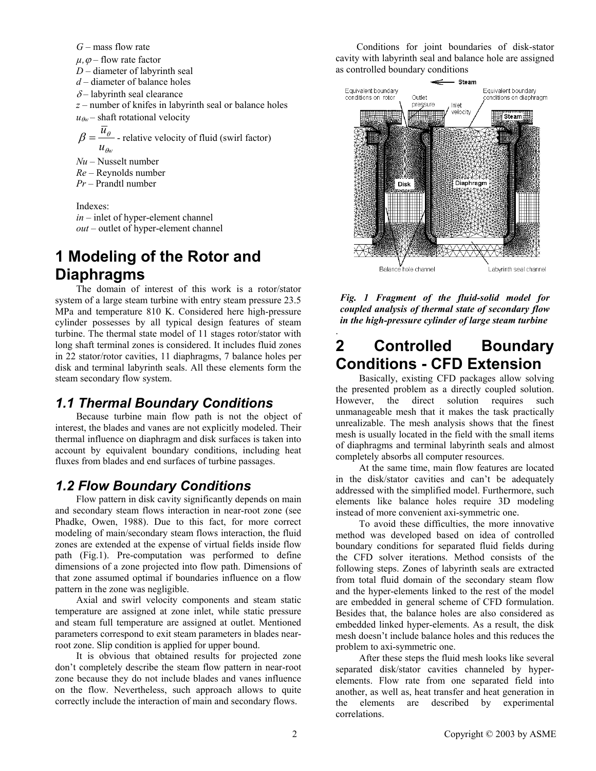$G$ – mass flow rate

$\mu, \varphi$ – flow rate factor

$D$ – diameter of labyrinth seal

$d$ – diameter of balance holes

$\delta$ – labyrinth seal clearance

$z$ – number of knifes in labyrinth seal or balance holes

$u_{\theta w}$ – shaft rotational velocity

$\beta = \dfrac{\overline{u}_\theta}{u_{\theta w}}$ - relative velocity of fluid (swirl factor)

$Nu$ – Nusselt number

$Re$ – Reynolds number

$Pr$ – Prandtl number

Indexes:

*in* – inlet of hyper-element channel

*out* – outlet of hyper-element channel

# 1 Modeling of the Rotor and Diaphragms

The domain of interest of this work is a rotor/stator system of a large steam turbine with entry steam pressure 23.5 MPa and temperature 810 K. Considered here high-pressure cylinder possesses by all typical design features of steam turbine. The thermal state model of 11 stages rotor/stator with long shaft terminal zones is considered. It includes fluid zones in 22 stator/rotor cavities, 11 diaphragms, 7 balance holes per disk and terminal labyrinth seals. All these elements form the steam secondary flow system.

## *1.1 Thermal Boundary Conditions*

Because turbine main flow path is not the object of interest, the blades and vanes are not explicitly modeled. Their thermal influence on diaphragm and disk surfaces is taken into account by equivalent boundary conditions, including heat fluxes from blades and end surfaces of turbine passages.

## *1.2 Flow Boundary Conditions*

Flow pattern in disk cavity significantly depends on main and secondary steam flows interaction in near-root zone (see Phadke, Owen, 1988). Due to this fact, for more correct modeling of main/secondary steam flows interaction, the fluid zones are extended at the expense of virtual fields inside flow path (Fig.1). Pre-computation was performed to define dimensions of a zone projected into flow path. Dimensions of that zone assumed optimal if boundaries influence on a flow pattern in the zone was negligible.

Axial and swirl velocity components and steam static temperature are assigned at zone inlet, while static pressure and steam full temperature are assigned at outlet. Mentioned parameters correspond to exit steam parameters in blades near-root zone. Slip condition is applied for upper bound.

It is obvious that obtained results for projected zone don't completely describe the steam flow pattern in near-root zone because they do not include blades and vanes influence on the flow. Nevertheless, such approach allows to quite correctly include the interaction of main and secondary flows.

Conditions for joint boundaries of disk-stator cavity with labyrinth seal and balance hole are assigned as controlled boundary conditions

***Fig. 1 Fragment of the fluid-solid model for coupled analysis of thermal state of secondary flow in the high-pressure cylinder of large steam turbine***

# 2 Controlled Boundary Conditions - CFD Extension

Basically, existing CFD packages allow solving the presented problem as a directly coupled solution. However, the direct solution requires such unmanageable mesh that it makes the task practically unrealizable. The mesh analysis shows that the finest mesh is usually located in the field with the small items of diaphragms and terminal labyrinth seals and almost completely absorbs all computer resources.

At the same time, main flow features are located in the disk/stator cavities and can't be adequately addressed with the simplified model. Furthermore, such elements like balance holes require 3D modeling instead of more convenient axi-symmetric one.

To avoid these difficulties, the more innovative method was developed based on idea of controlled boundary conditions for separated fluid fields during the CFD solver iterations. Method consists of the following steps. Zones of labyrinth seals are extracted from total fluid domain of the secondary steam flow and the hyper-elements linked to the rest of the model are embedded in general scheme of CFD formulation. Besides that, the balance holes are also considered as embedded linked hyper-elements. As a result, the disk mesh doesn't include balance holes and this reduces the problem to axi-symmetric one.

After these steps the fluid mesh looks like several separated disk/stator cavities channeled by hyper-elements. Flow rate from one separated field into another, as well as, heat transfer and heat generation in the elements are described by experimental correlations.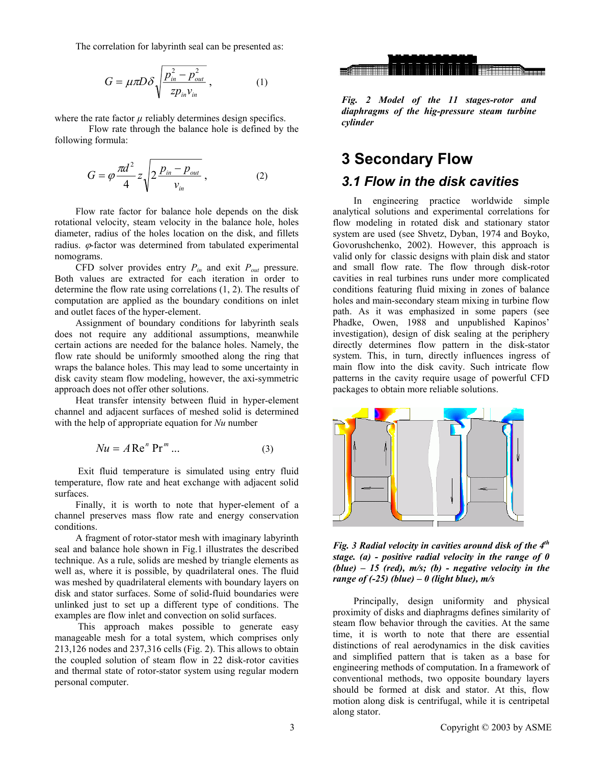The correlation for labyrinth seal can be presented as:

$$G = \mu \pi D \delta \sqrt{\frac{p_{in}^2 - p_{out}^2}{z p_{in} v_{in}}}, \qquad (1)$$

where the rate factor $\mu$ reliably determines design specifics.

Flow rate through the balance hole is defined by the following formula:

$$G = \varphi \frac{\pi d^2}{4} z \sqrt{2 \frac{p_{in} - p_{out}}{v_{in}}}, \qquad (2)$$

Flow rate factor for balance hole depends on the disk rotational velocity, steam velocity in the balance hole, holes diameter, radius of the holes location on the disk, and fillets radius. $\varphi$-factor was determined from tabulated experimental nomograms.

CFD solver provides entry $P_{in}$ and exit $P_{out}$ pressure. Both values are extracted for each iteration in order to determine the flow rate using correlations (1, 2). The results of computation are applied as the boundary conditions on inlet and outlet faces of the hyper-element.

Assignment of boundary conditions for labyrinth seals does not require any additional assumptions, meanwhile certain actions are needed for the balance holes. Namely, the flow rate should be uniformly smoothed along the ring that wraps the balance holes. This may lead to some uncertainty in disk cavity steam flow modeling, however, the axi-symmetric approach does not offer other solutions.

Heat transfer intensity between fluid in hyper-element channel and adjacent surfaces of meshed solid is determined with the help of appropriate equation for $Nu$ number

$$Nu = A \mathrm{Re}^n \mathrm{Pr}^m \ldots \qquad (3)$$

Exit fluid temperature is simulated using entry fluid temperature, flow rate and heat exchange with adjacent solid surfaces.

Finally, it is worth to note that hyper-element of a channel preserves mass flow rate and energy conservation conditions.

A fragment of rotor-stator mesh with imaginary labyrinth seal and balance hole shown in Fig.1 illustrates the described technique. As a rule, solids are meshed by triangle elements as well as, where it is possible, by quadrilateral ones. The fluid was meshed by quadrilateral elements with boundary layers on disk and stator surfaces. Some of solid-fluid boundaries were unlinked just to set up a different type of conditions. The examples are flow inlet and convection on solid surfaces.

This approach makes possible to generate easy manageable mesh for a total system, which comprises only 213,126 nodes and 237,316 cells (Fig. 2). This allows to obtain the coupled solution of steam flow in 22 disk-rotor cavities and thermal state of rotor-stator system using regular modern personal computer.

*Fig. 2 Model of the 11 stages-rotor and diaphragms of the hig-pressure steam turbine cylinder*

## 3 Secondary Flow

### 3.1 Flow in the disk cavities

In engineering practice worldwide simple analytical solutions and experimental correlations for flow modeling in rotated disk and stationary stator system are used (see Shvetz, Dyban, 1974 and Boyko, Govorushchenko, 2002). However, this approach is valid only for classic designs with plain disk and stator and small flow rate. The flow through disk-rotor cavities in real turbines runs under more complicated conditions featuring fluid mixing in zones of balance holes and main-secondary steam mixing in turbine flow path. As it was emphasized in some papers (see Phadke, Owen, 1988 and unpublished Kapinos' investigation), design of disk sealing at the periphery directly determines flow pattern in the disk-stator system. This, in turn, directly influences ingress of main flow into the disk cavity. Such intricate flow patterns in the cavity require usage of powerful CFD packages to obtain more reliable solutions.

***Fig. 3 Radial velocity in cavities around disk of the 4th stage. (a) - positive radial velocity in the range of 0 (blue) – 15 (red), m/s; (b) - negative velocity in the range of (-25) (blue) – 0 (light blue), m/s***

Principally, design uniformity and physical proximity of disks and diaphragms defines similarity of steam flow behavior through the cavities. At the same time, it is worth to note that there are essential distinctions of real aerodynamics in the disk cavities and simplified pattern that is taken as a base for engineering methods of computation. In a framework of conventional methods, two opposite boundary layers should be formed at disk and stator. At this, flow motion along disk is centrifugal, while it is centripetal along stator.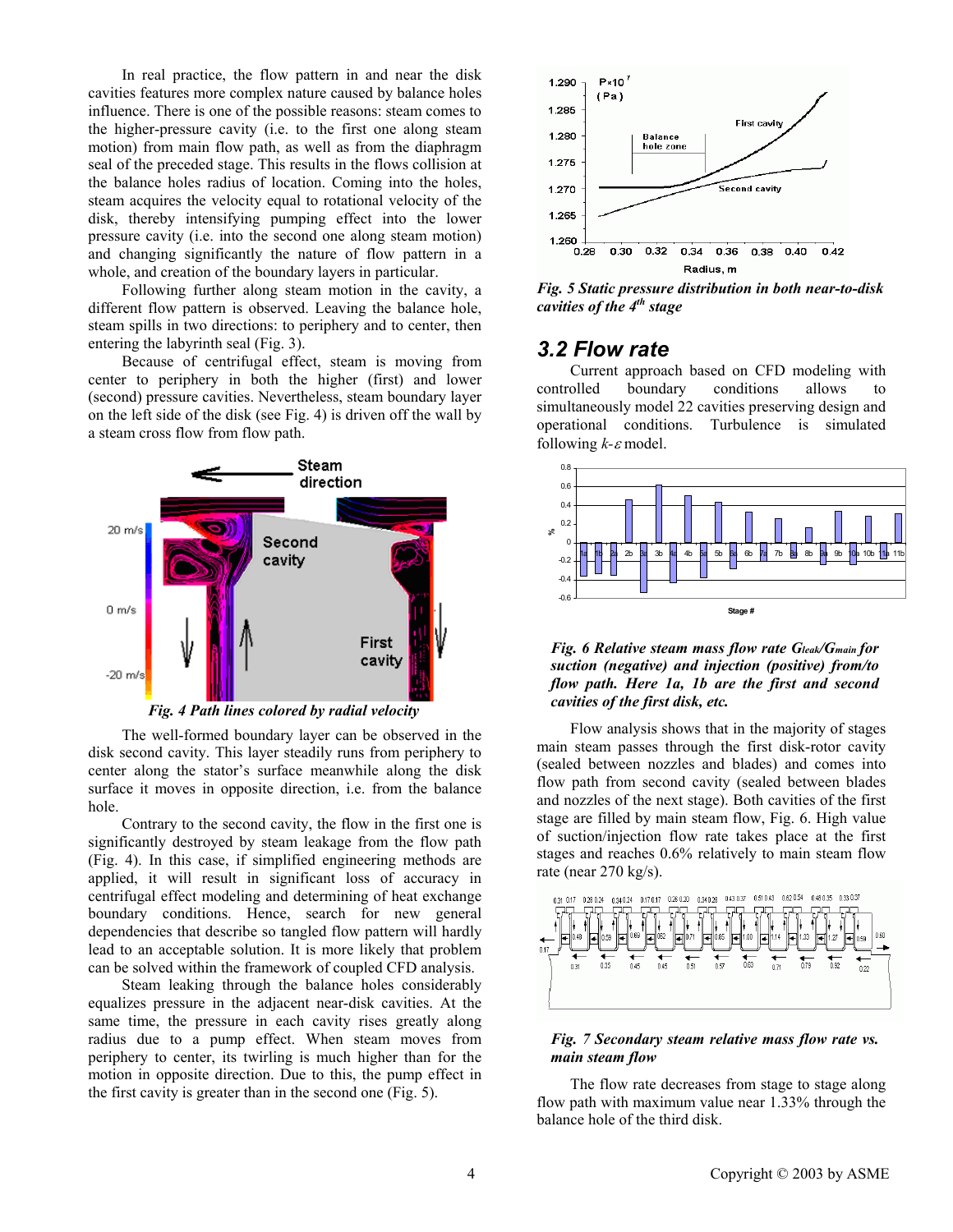In real practice, the flow pattern in and near the disk cavities features more complex nature caused by balance holes influence. There is one of the possible reasons: steam comes to the higher-pressure cavity (i.e. to the first one along steam motion) from main flow path, as well as from the diaphragm seal of the preceded stage. This results in the flows collision at the balance holes radius of location. Coming into the holes, steam acquires the velocity equal to rotational velocity of the disk, thereby intensifying pumping effect into the lower pressure cavity (i.e. into the second one along steam motion) and changing significantly the nature of flow pattern in a whole, and creation of the boundary layers in particular.

Following further along steam motion in the cavity, a different flow pattern is observed. Leaving the balance hole, steam spills in two directions: to periphery and to center, then entering the labyrinth seal (Fig. 3).

Because of centrifugal effect, steam is moving from center to periphery in both the higher (first) and lower (second) pressure cavities. Nevertheless, steam boundary layer on the left side of the disk (see Fig. 4) is driven off the wall by a steam cross flow from flow path.

*Fig. 4 Path lines colored by radial velocity*

The well-formed boundary layer can be observed in the disk second cavity. This layer steadily runs from periphery to center along the stator's surface meanwhile along the disk surface it moves in opposite direction, i.e. from the balance hole.

Contrary to the second cavity, the flow in the first one is significantly destroyed by steam leakage from the flow path (Fig. 4). In this case, if simplified engineering methods are applied, it will result in significant loss of accuracy in centrifugal effect modeling and determining of heat exchange boundary conditions. Hence, search for new general dependencies that describe so tangled flow pattern will hardly lead to an acceptable solution. It is more likely that problem can be solved within the framework of coupled CFD analysis.

Steam leaking through the balance holes considerably equalizes pressure in the adjacent near-disk cavities. At the same time, the pressure in each cavity rises greatly along radius due to a pump effect. When steam moves from periphery to center, its twirling is much higher than for the motion in opposite direction. Due to this, the pump effect in the first cavity is greater than in the second one (Fig. 5).

*Fig. 5 Static pressure distribution in both near-to-disk cavities of the 4[th] stage*

## 3.2 Flow rate

Current approach based on CFD modeling with controlled boundary conditions allows to simultaneously model 22 cavities preserving design and operational conditions. Turbulence is simulated following $k$-$\varepsilon$ model.

*Fig. 6 Relative steam mass flow rate $G_{leak}/G_{main}$ for suction (negative) and injection (positive) from/to flow path. Here 1a, 1b are the first and second cavities of the first disk, etc.*

Flow analysis shows that in the majority of stages main steam passes through the first disk-rotor cavity (sealed between nozzles and blades) and comes into flow path from second cavity (sealed between blades and nozzles of the next stage). Both cavities of the first stage are filled by main steam flow, Fig. 6. High value of suction/injection flow rate takes place at the first stages and reaches 0.6% relatively to main steam flow rate (near 270 kg/s).

*Fig. 7 Secondary steam relative mass flow rate vs. main steam flow*

The flow rate decreases from stage to stage along flow path with maximum value near 1.33% through the balance hole of the third disk.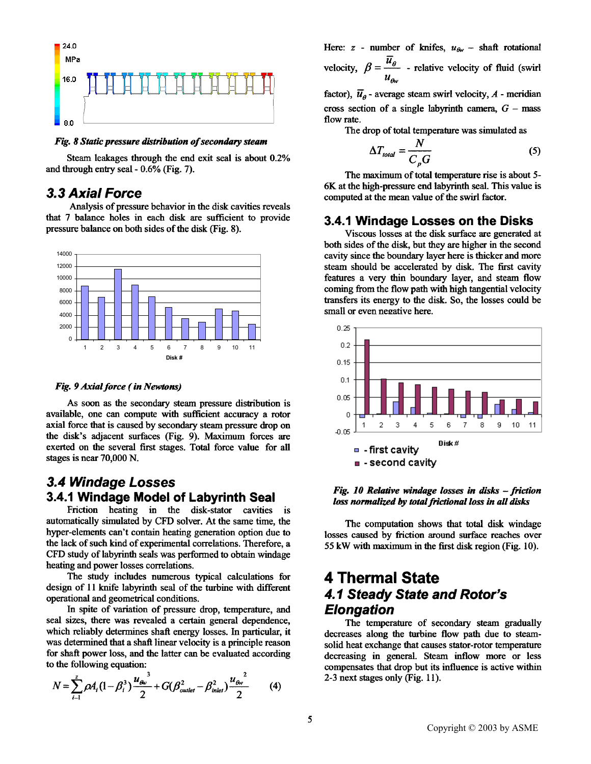*Fig. 8 Static pressure distribution of secondary steam*

Steam leakages through the end exit seal is about 0.2% and through entry seal - 0.6% (Fig. 7).

## 3.3 Axial Force

Analysis of pressure behavior in the disk cavities reveals that 7 balance holes in each disk are sufficient to provide pressure balance on both sides of the disk (Fig. 8).

*Fig. 9 Axial force ( in Newtons)*

As soon as the secondary steam pressure distribution is available, one can compute with sufficient accuracy a rotor axial force that is caused by secondary steam pressure drop on the disk's adjacent surfaces (Fig. 9). Maximum forces are exerted on the several first stages. Total force value for all stages is near 70,000 N.

## 3.4 Windage Losses

### 3.4.1 Windage Model of Labyrinth Seal

Friction heating in the disk-stator cavities is automatically simulated by CFD solver. At the same time, the hyper-elements can't contain heating generation option due to the lack of such kind of experimental correlations. Therefore, a CFD study of labyrinth seals was performed to obtain windage heating and power losses correlations.

The study includes numerous typical calculations for design of 11 knife labyrinth seal of the turbine with different operational and geometrical conditions.

In spite of variation of pressure drop, temperature, and seal sizes, there was revealed a certain general dependence, which reliably determines shaft energy losses. In particular, it was determined that a shaft linear velocity is a principle reason for shaft power loss, and the latter can be evaluated according to the following equation:

$$N = \sum_{i=1}^{z} \rho A_i (1-\beta_i^3) \frac{u_{\theta w}^3}{2} + G(\beta_{outlet}^2 - \beta_{inlet}^2) \frac{u_{\theta w}^2}{2} \qquad (4)$$

Here: $z$ - number of knifes, $u_{\theta w}$ – shaft rotational velocity, $\beta = \dfrac{\bar{u}_\theta}{u_{\theta w}}$ - relative velocity of fluid (swirl factor), $\bar{u}_\theta$ - average steam swirl velocity, $A$ - meridian cross section of a single labyrinth camera, $G$ – mass flow rate.

The drop of total temperature was simulated as

$$\Delta T_{total} = \frac{N}{C_p G} \qquad (5)$$

The maximum of total temperature rise is about 5-6K at the high-pressure end labyrinth seal. This value is computed at the mean value of the swirl factor.

### 3.4.1 Windage Losses on the Disks

Viscous losses at the disk surface are generated at both sides of the disk, but they are higher in the second cavity since the boundary layer here is thicker and more steam should be accelerated by disk. The first cavity features a very thin boundary layer, and steam flow coming from the flow path with high tangential velocity transfers its energy to the disk. So, the losses could be small or even negative here.

*Fig. 10 Relative windage losses in disks – friction loss normalized by total frictional loss in all disks*

The computation shows that total disk windage losses caused by friction around surface reaches over 55 kW with maximum in the first disk region (Fig. 10).

# 4 Thermal State

## 4.1 Steady State and Rotor's Elongation

The temperature of secondary steam gradually decreases along the turbine flow path due to steam-solid heat exchange that causes stator-rotor temperature decreasing in general. Steam inflow more or less compensates that drop but its influence is active within 2-3 next stages only (Fig. 11).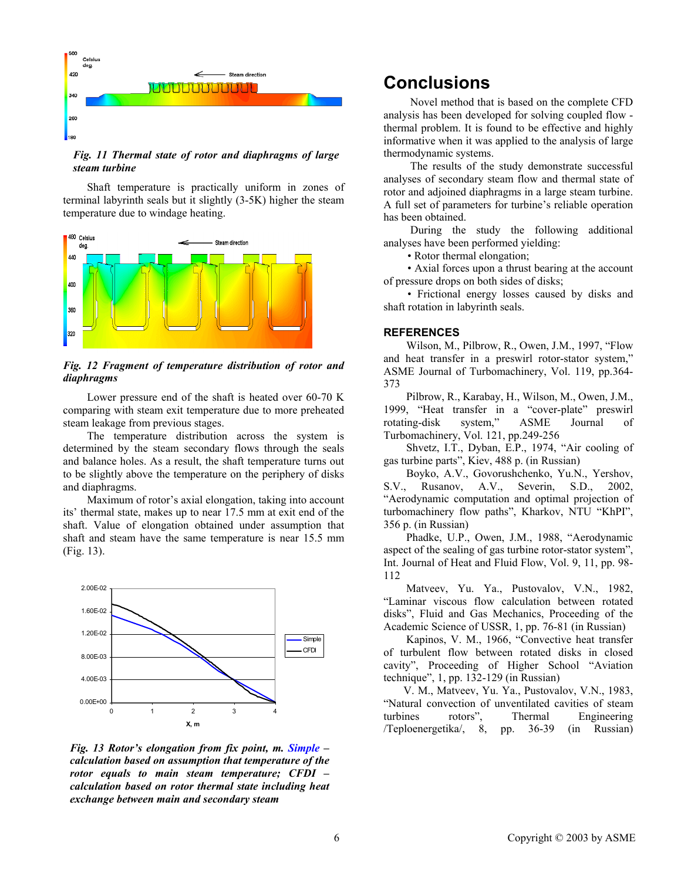500
Celsius deg.
420
Steam direction
340
260
180

*Fig. 11 Thermal state of rotor and diaphragms of large steam turbine*

Shaft temperature is practically uniform in zones of terminal labyrinth seals but it slightly (3-5K) higher the steam temperature due to windage heating.

480 Celsius deg.
Steam direction
440
400
360
320

*Fig. 12 Fragment of temperature distribution of rotor and diaphragms*

Lower pressure end of the shaft is heated over 60-70 K comparing with steam exit temperature due to more preheated steam leakage from previous stages.

The temperature distribution across the system is determined by the steam secondary flows through the seals and balance holes. As a result, the shaft temperature turns out to be slightly above the temperature on the periphery of disks and diaphragms.

Maximum of rotor's axial elongation, taking into account its' thermal state, makes up to near 17.5 mm at exit end of the shaft. Value of elongation obtained under assumption that shaft and steam have the same temperature is near 15.5 mm (Fig. 13).

2.00E-02
1.60E-02
1.20E-02
8.00E-03
4.00E-03
0.00E+00
0
1
2
3
4
X, m
Simple
CFDI

*Fig. 13 Rotor's elongation from fix point, m. Simple – calculation based on assumption that temperature of the rotor equals to main steam temperature; CFDI – calculation based on rotor thermal state including heat exchange between main and secondary steam*

# Conclusions

Novel method that is based on the complete CFD analysis has been developed for solving coupled flow - thermal problem. It is found to be effective and highly informative when it was applied to the analysis of large thermodynamic systems.

The results of the study demonstrate successful analyses of secondary steam flow and thermal state of rotor and adjoined diaphragms in a large steam turbine. A full set of parameters for turbine's reliable operation has been obtained.

During the study the following additional analyses have been performed yielding:

- Rotor thermal elongation;
- Axial forces upon a thrust bearing at the account of pressure drops on both sides of disks;
- Frictional energy losses caused by disks and shaft rotation in labyrinth seals.

## REFERENCES

Wilson, M., Pilbrow, R., Owen, J.M., 1997, "Flow and heat transfer in a preswirl rotor-stator system," ASME Journal of Turbomachinery, Vol. 119, pp.364-373

Pilbrow, R., Karabay, H., Wilson, M., Owen, J.M., 1999, "Heat transfer in a "cover-plate" preswirl rotating-disk system," ASME Journal of Turbomachinery, Vol. 121, pp.249-256

Shvetz, I.T., Dyban, E.P., 1974, "Air cooling of gas turbine parts", Kiev, 488 p. (in Russian)

Boyko, A.V., Govorushchenko, Yu.N., Yershov, S.V., Rusanov, A.V., Severin, S.D., 2002, "Aerodynamic computation and optimal projection of turbomachinery flow paths", Kharkov, NTU "KhPI", 356 p. (in Russian)

Phadke, U.P., Owen, J.M., 1988, "Aerodynamic aspect of the sealing of gas turbine rotor-stator system", Int. Journal of Heat and Fluid Flow, Vol. 9, 11, pp. 98-112

Matveev, Yu. Ya., Pustovalov, V.N., 1982, "Laminar viscous flow calculation between rotated disks", Fluid and Gas Mechanics, Proceeding of the Academic Science of USSR, 1, pp. 76-81 (in Russian)

Kapinos, V. M., 1966, "Convective heat transfer of turbulent flow between rotated disks in closed cavity", Proceeding of Higher School "Aviation technique", 1, pp. 132-129 (in Russian)

V. M., Matveev, Yu. Ya., Pustovalov, V.N., 1983, "Natural convection of unventilated cavities of steam turbines rotors", Thermal Engineering /Teploenergetika/, 8, pp. 36-39 (in Russian)